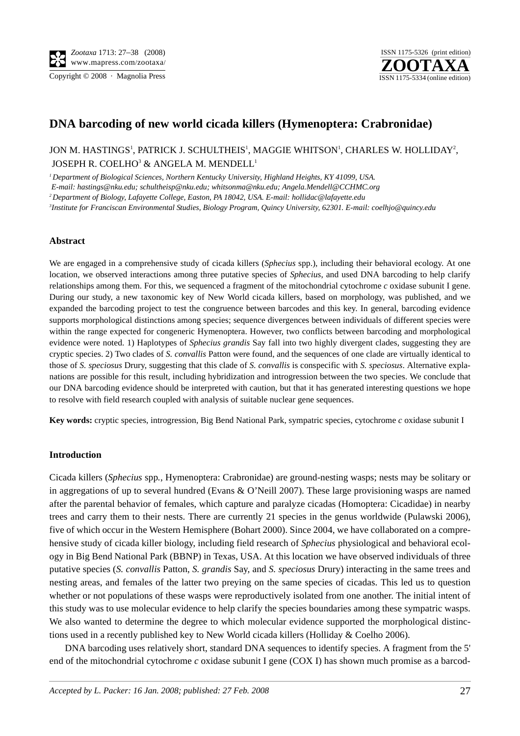# DNA barcoding of new world cicada killers (Hymenoptera: Crabronidae)

JON M. HASTINGS[1], PATRICK J. SCHULTHEIS[1], MAGGIE WHITSON[1], CHARLES W. HOLLIDAY[2], JOSEPH R. COELHO[3] & ANGELA M. MENDELL[1]

*[1] Department of Biological Sciences, Northern Kentucky University, Highland Heights, KY 41099, USA. E-mail: hastings@nku.edu; schultheisp@nku.edu; whitsonma@nku.edu; Angela.Mendell@CCHMC.org*

*[2] Department of Biology, Lafayette College, Easton, PA 18042, USA. E-mail: hollidac@lafayette.edu*

*[3] Institute for Franciscan Environmental Studies, Biology Program, Quincy University, 62301. E-mail: coelhjo@quincy.edu*

## Abstract

We are engaged in a comprehensive study of cicada killers (*Sphecius* spp.), including their behavioral ecology. At one location, we observed interactions among three putative species of *Sphecius*, and used DNA barcoding to help clarify relationships among them. For this, we sequenced a fragment of the mitochondrial cytochrome *c* oxidase subunit I gene. During our study, a new taxonomic key of New World cicada killers, based on morphology, was published, and we expanded the barcoding project to test the congruence between barcodes and this key. In general, barcoding evidence supports morphological distinctions among species; sequence divergences between individuals of different species were within the range expected for congeneric Hymenoptera. However, two conflicts between barcoding and morphological evidence were noted. 1) Haplotypes of *Sphecius grandis* Say fall into two highly divergent clades, suggesting they are cryptic species. 2) Two clades of *S. convallis* Patton were found, and the sequences of one clade are virtually identical to those of *S. speciosus* Drury, suggesting that this clade of *S. convallis* is conspecific with *S. speciosus*. Alternative explanations are possible for this result, including hybridization and introgression between the two species. We conclude that our DNA barcoding evidence should be interpreted with caution, but that it has generated interesting questions we hope to resolve with field research coupled with analysis of suitable nuclear gene sequences.

**Key words:** cryptic species, introgression, Big Bend National Park, sympatric species, cytochrome *c* oxidase subunit I

## Introduction

Cicada killers (*Sphecius* spp., Hymenoptera: Crabronidae) are ground-nesting wasps; nests may be solitary or in aggregations of up to several hundred (Evans & O'Neill 2007). These large provisioning wasps are named after the parental behavior of females, which capture and paralyze cicadas (Homoptera: Cicadidae) in nearby trees and carry them to their nests. There are currently 21 species in the genus worldwide (Pulawski 2006), five of which occur in the Western Hemisphere (Bohart 2000). Since 2004, we have collaborated on a comprehensive study of cicada killer biology, including field research of *Sphecius* physiological and behavioral ecology in Big Bend National Park (BBNP) in Texas, USA. At this location we have observed individuals of three putative species (*S. convallis* Patton, *S. grandis* Say, and *S. speciosus* Drury) interacting in the same trees and nesting areas, and females of the latter two preying on the same species of cicadas. This led us to question whether or not populations of these wasps were reproductively isolated from one another. The initial intent of this study was to use molecular evidence to help clarify the species boundaries among these sympatric wasps. We also wanted to determine the degree to which molecular evidence supported the morphological distinctions used in a recently published key to New World cicada killers (Holliday & Coelho 2006).

DNA barcoding uses relatively short, standard DNA sequences to identify species. A fragment from the 5' end of the mitochondrial cytochrome *c* oxidase subunit I gene (COX I) has shown much promise as a barcod-

*Accepted by L. Packer: 16 Jan. 2008; published: 27 Feb. 2008*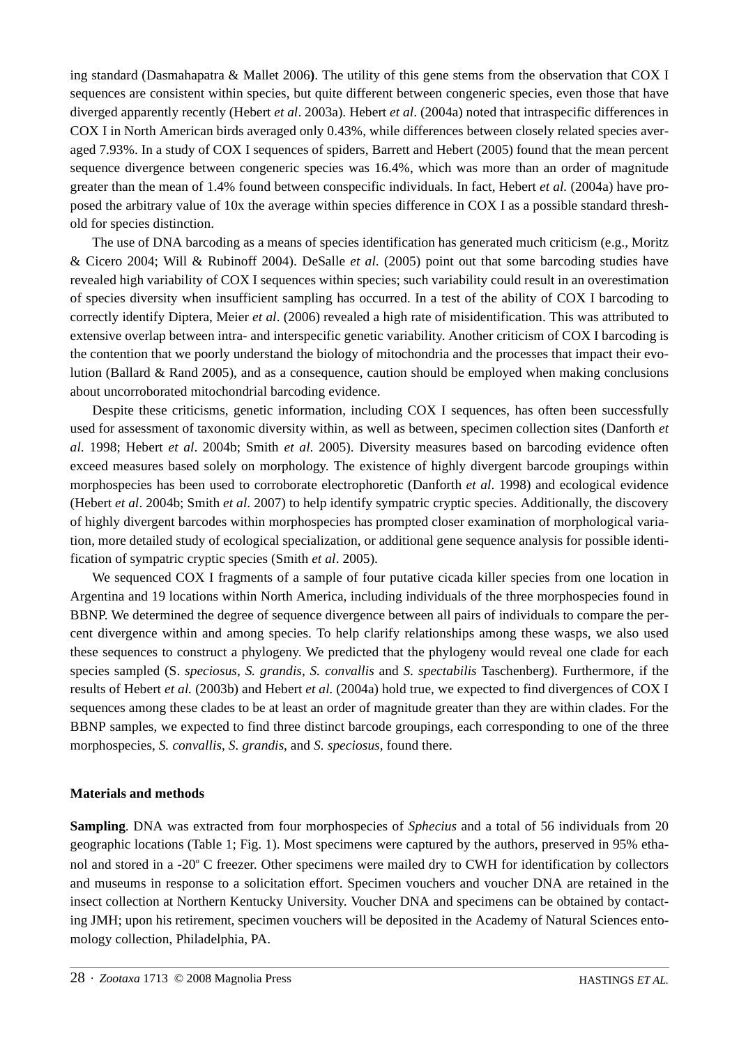ing standard (Dasmahapatra & Mallet 2006**)**. The utility of this gene stems from the observation that COX I sequences are consistent within species, but quite different between congeneric species, even those that have diverged apparently recently (Hebert *et al*. 2003a). Hebert *et al*. (2004a) noted that intraspecific differences in COX I in North American birds averaged only 0.43%, while differences between closely related species averaged 7.93%. In a study of COX I sequences of spiders, Barrett and Hebert (2005) found that the mean percent sequence divergence between congeneric species was 16.4%, which was more than an order of magnitude greater than the mean of 1.4% found between conspecific individuals. In fact, Hebert *et al.* (2004a) have proposed the arbitrary value of 10x the average within species difference in COX I as a possible standard threshold for species distinction.

The use of DNA barcoding as a means of species identification has generated much criticism (e.g., Moritz & Cicero 2004; Will & Rubinoff 2004). DeSalle *et al*. (2005) point out that some barcoding studies have revealed high variability of COX I sequences within species; such variability could result in an overestimation of species diversity when insufficient sampling has occurred. In a test of the ability of COX I barcoding to correctly identify Diptera, Meier *et al*. (2006) revealed a high rate of misidentification. This was attributed to extensive overlap between intra- and interspecific genetic variability. Another criticism of COX I barcoding is the contention that we poorly understand the biology of mitochondria and the processes that impact their evolution (Ballard & Rand 2005), and as a consequence, caution should be employed when making conclusions about uncorroborated mitochondrial barcoding evidence.

Despite these criticisms, genetic information, including COX I sequences, has often been successfully used for assessment of taxonomic diversity within, as well as between, specimen collection sites (Danforth *et al*. 1998; Hebert *et al*. 2004b; Smith *et al*. 2005). Diversity measures based on barcoding evidence often exceed measures based solely on morphology. The existence of highly divergent barcode groupings within morphospecies has been used to corroborate electrophoretic (Danforth *et al*. 1998) and ecological evidence (Hebert *et al*. 2004b; Smith *et al*. 2007) to help identify sympatric cryptic species. Additionally, the discovery of highly divergent barcodes within morphospecies has prompted closer examination of morphological variation, more detailed study of ecological specialization, or additional gene sequence analysis for possible identification of sympatric cryptic species (Smith *et al*. 2005).

We sequenced COX I fragments of a sample of four putative cicada killer species from one location in Argentina and 19 locations within North America, including individuals of the three morphospecies found in BBNP. We determined the degree of sequence divergence between all pairs of individuals to compare the percent divergence within and among species. To help clarify relationships among these wasps, we also used these sequences to construct a phylogeny. We predicted that the phylogeny would reveal one clade for each species sampled (S. *speciosus*, *S. grandis*, *S. convallis* and *S. spectabilis* Taschenberg). Furthermore, if the results of Hebert *et al.* (2003b) and Hebert *et al.* (2004a) hold true, we expected to find divergences of COX I sequences among these clades to be at least an order of magnitude greater than they are within clades. For the BBNP samples, we expected to find three distinct barcode groupings, each corresponding to one of the three morphospecies, *S. convallis*, *S. grandis*, and *S. speciosus*, found there.

## Materials and methods

**Sampling**. DNA was extracted from four morphospecies of *Sphecius* and a total of 56 individuals from 20 geographic locations (Table 1; Fig. 1). Most specimens were captured by the authors, preserved in 95% ethanol and stored in a -20º C freezer. Other specimens were mailed dry to CWH for identification by collectors and museums in response to a solicitation effort. Specimen vouchers and voucher DNA are retained in the insect collection at Northern Kentucky University. Voucher DNA and specimens can be obtained by contacting JMH; upon his retirement, specimen vouchers will be deposited in the Academy of Natural Sciences entomology collection, Philadelphia, PA.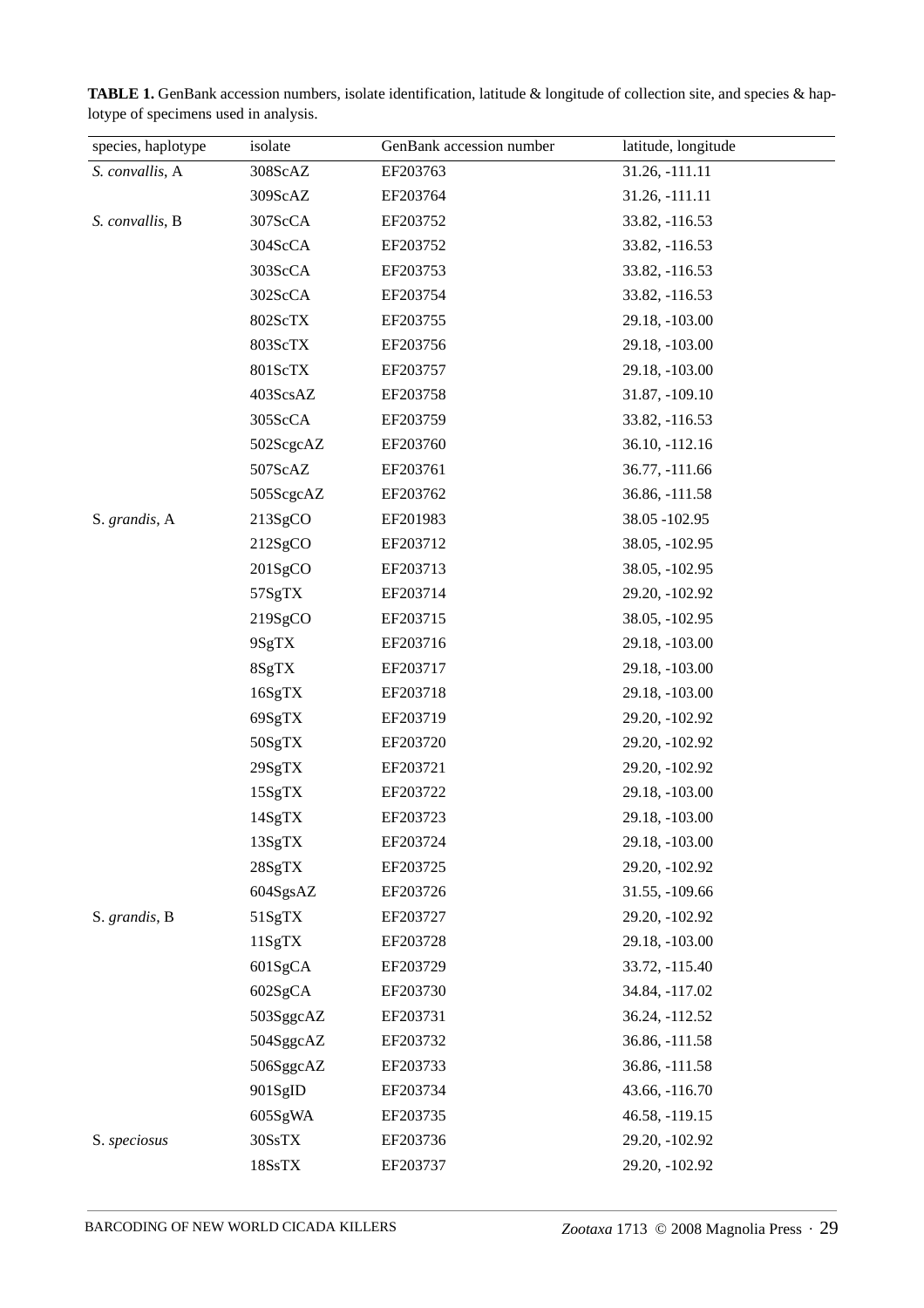**TABLE 1.** GenBank accession numbers, isolate identification, latitude & longitude of collection site, and species & haplotype of specimens used in analysis.

| species, haplotype | isolate | GenBank accession number | latitude, longitude |
|---|---|---|---|
| *S. convallis*, A | 308ScAZ | EF203763 | 31.26, -111.11 |
| | 309ScAZ | EF203764 | 31.26, -111.11 |
| *S. convallis*, B | 307ScCA | EF203752 | 33.82, -116.53 |
| | 304ScCA | EF203752 | 33.82, -116.53 |
| | 303ScCA | EF203753 | 33.82, -116.53 |
| | 302ScCA | EF203754 | 33.82, -116.53 |
| | 802ScTX | EF203755 | 29.18, -103.00 |
| | 803ScTX | EF203756 | 29.18, -103.00 |
| | 801ScTX | EF203757 | 29.18, -103.00 |
| | 403ScsAZ | EF203758 | 31.87, -109.10 |
| | 305ScCA | EF203759 | 33.82, -116.53 |
| | 502ScgcAZ | EF203760 | 36.10, -112.16 |
| | 507ScAZ | EF203761 | 36.77, -111.66 |
| | 505ScgcAZ | EF203762 | 36.86, -111.58 |
| S. *grandis*, A | 213SgCO | EF201983 | 38.05 -102.95 |
| | 212SgCO | EF203712 | 38.05, -102.95 |
| | 201SgCO | EF203713 | 38.05, -102.95 |
| | 57SgTX | EF203714 | 29.20, -102.92 |
| | 219SgCO | EF203715 | 38.05, -102.95 |
| | 9SgTX | EF203716 | 29.18, -103.00 |
| | 8SgTX | EF203717 | 29.18, -103.00 |
| | 16SgTX | EF203718 | 29.18, -103.00 |
| | 69SgTX | EF203719 | 29.20, -102.92 |
| | 50SgTX | EF203720 | 29.20, -102.92 |
| | 29SgTX | EF203721 | 29.20, -102.92 |
| | 15SgTX | EF203722 | 29.18, -103.00 |
| | 14SgTX | EF203723 | 29.18, -103.00 |
| | 13SgTX | EF203724 | 29.18, -103.00 |
| | 28SgTX | EF203725 | 29.20, -102.92 |
| | 604SgsAZ | EF203726 | 31.55, -109.66 |
| S. *grandis*, B | 51SgTX | EF203727 | 29.20, -102.92 |
| | 11SgTX | EF203728 | 29.18, -103.00 |
| | 601SgCA | EF203729 | 33.72, -115.40 |
| | 602SgCA | EF203730 | 34.84, -117.02 |
| | 503SggcAZ | EF203731 | 36.24, -112.52 |
| | 504SggcAZ | EF203732 | 36.86, -111.58 |
| | 506SggcAZ | EF203733 | 36.86, -111.58 |
| | 901SgID | EF203734 | 43.66, -116.70 |
| | 605SgWA | EF203735 | 46.58, -119.15 |
| S. *speciosus* | 30SsTX | EF203736 | 29.20, -102.92 |
| | 18SsTX | EF203737 | 29.20, -102.92 |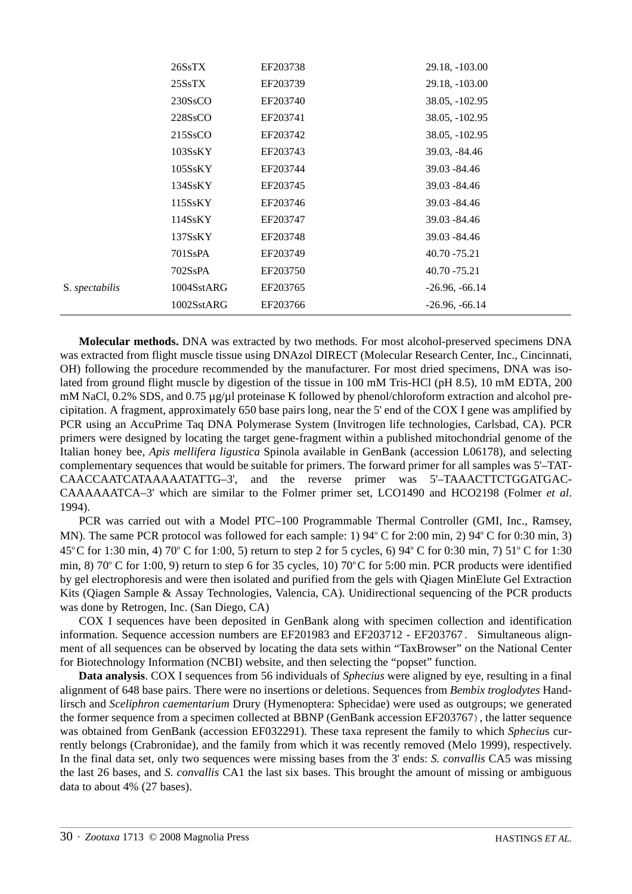| | | | |
|---|---|---|---|
| | 26SsTX | EF203738 | 29.18, -103.00 |
| | 25SsTX | EF203739 | 29.18, -103.00 |
| | 230SsCO | EF203740 | 38.05, -102.95 |
| | 228SsCO | EF203741 | 38.05, -102.95 |
| | 215SsCO | EF203742 | 38.05, -102.95 |
| | 103SsKY | EF203743 | 39.03, -84.46 |
| | 105SsKY | EF203744 | 39.03 -84.46 |
| | 134SsKY | EF203745 | 39.03 -84.46 |
| | 115SsKY | EF203746 | 39.03 -84.46 |
| | 114SsKY | EF203747 | 39.03 -84.46 |
| | 137SsKY | EF203748 | 39.03 -84.46 |
| | 701SsPA | EF203749 | 40.70 -75.21 |
| | 702SsPA | EF203750 | 40.70 -75.21 |
| S. *spectabilis* | 1004SstARG | EF203765 | -26.96, -66.14 |
| | 1002SstARG | EF203766 | -26.96, -66.14 |

**Molecular methods.** DNA was extracted by two methods. For most alcohol-preserved specimens DNA was extracted from flight muscle tissue using DNAzol DIRECT (Molecular Research Center, Inc., Cincinnati, OH) following the procedure recommended by the manufacturer. For most dried specimens, DNA was isolated from ground flight muscle by digestion of the tissue in 100 mM Tris-HCl (pH 8.5), 10 mM EDTA, 200 mM NaCl, 0.2% SDS, and 0.75 µg/µl proteinase K followed by phenol/chloroform extraction and alcohol precipitation. A fragment, approximately 650 base pairs long, near the 5' end of the COX I gene was amplified by PCR using an AccuPrime Taq DNA Polymerase System (Invitrogen life technologies, Carlsbad, CA). PCR primers were designed by locating the target gene-fragment within a published mitochondrial genome of the Italian honey bee, *Apis mellifera ligustica* Spinola available in GenBank (accession L06178), and selecting complementary sequences that would be suitable for primers. The forward primer for all samples was 5'–TATCAACCAATCATAAAAATATTG–3', and the reverse primer was 5'–TAAACTTCTGGATGACCAAAAAATCA–3' which are similar to the Folmer primer set, LCO1490 and HCO2198 (Folmer *et al*. 1994).

PCR was carried out with a Model PTC–100 Programmable Thermal Controller (GMI, Inc., Ramsey, MN). The same PCR protocol was followed for each sample: 1) 94° C for 2:00 min, 2) 94° C for 0:30 min, 3) 45° C for 1:30 min, 4) 70° C for 1:00, 5) return to step 2 for 5 cycles, 6) 94° C for 0:30 min, 7) 51° C for 1:30 min, 8) 70° C for 1:00, 9) return to step 6 for 35 cycles, 10) 70° C for 5:00 min. PCR products were identified by gel electrophoresis and were then isolated and purified from the gels with Qiagen MinElute Gel Extraction Kits (Qiagen Sample & Assay Technologies, Valencia, CA). Unidirectional sequencing of the PCR products was done by Retrogen, Inc. (San Diego, CA)

COX I sequences have been deposited in GenBank along with specimen collection and identification information. Sequence accession numbers are EF201983 and EF203712 - EF203767. Simultaneous alignment of all sequences can be observed by locating the data sets within "TaxBrowser" on the National Center for Biotechnology Information (NCBI) website, and then selecting the "popset" function.

**Data analysis**. COX I sequences from 56 individuals of *Sphecius* were aligned by eye, resulting in a final alignment of 648 base pairs. There were no insertions or deletions. Sequences from *Bembix troglodytes* Handlirsch and *Sceliphron caementarium* Drury (Hymenoptera: Sphecidae) were used as outgroups; we generated the former sequence from a specimen collected at BBNP (GenBank accession EF203767), the latter sequence was obtained from GenBank (accession EF032291). These taxa represent the family to which *Sphecius* currently belongs (Crabronidae), and the family from which it was recently removed (Melo 1999), respectively. In the final data set, only two sequences were missing bases from the 3' ends: *S. convallis* CA5 was missing the last 26 bases, and *S. convallis* CA1 the last six bases. This brought the amount of missing or ambiguous data to about 4% (27 bases).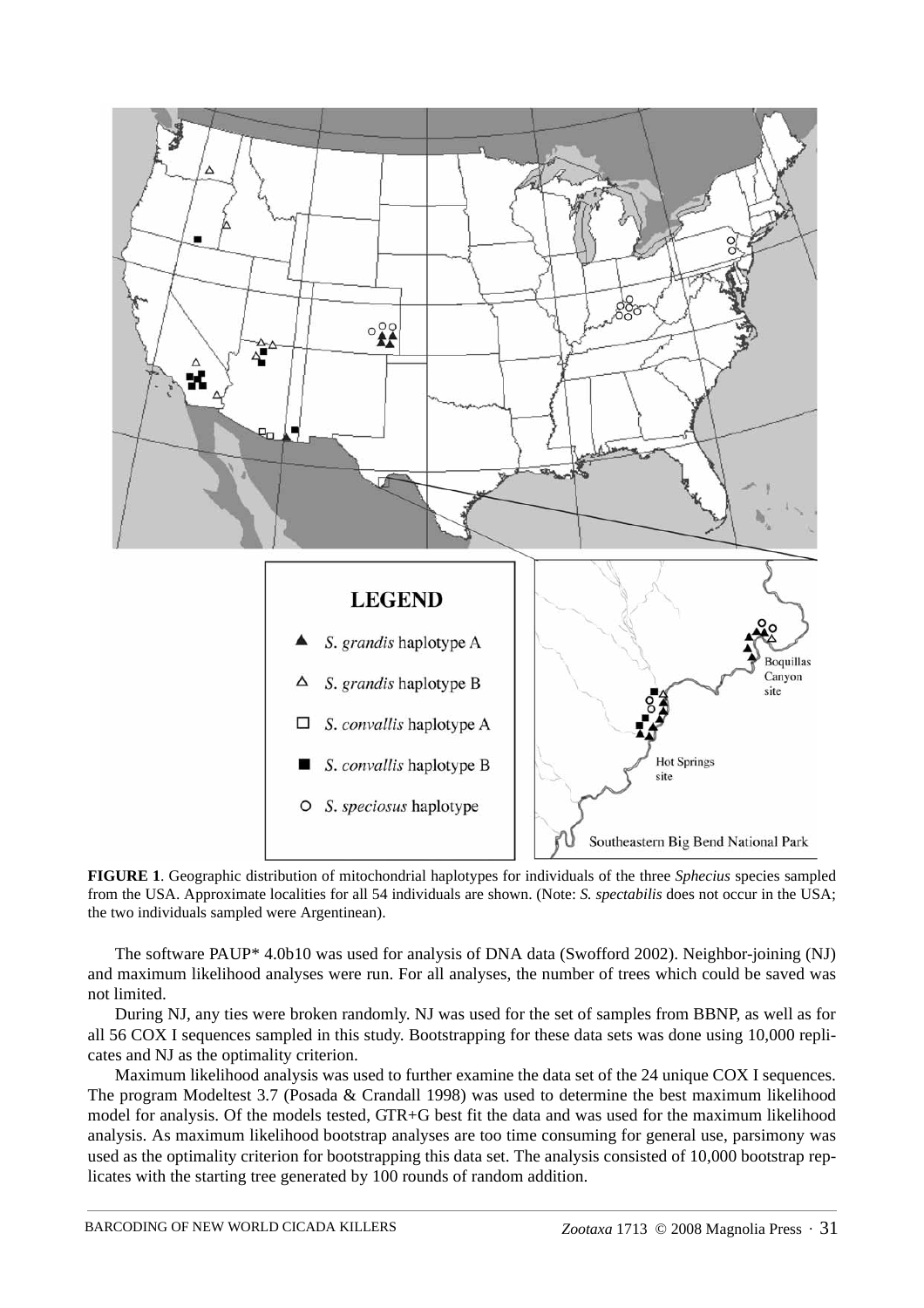**FIGURE 1**. Geographic distribution of mitochondrial haplotypes for individuals of the three *Sphecius* species sampled from the USA. Approximate localities for all 54 individuals are shown. (Note: *S. spectabilis* does not occur in the USA; the two individuals sampled were Argentinean).

The software PAUP* 4.0b10 was used for analysis of DNA data (Swofford 2002). Neighbor-joining (NJ) and maximum likelihood analyses were run. For all analyses, the number of trees which could be saved was not limited.

During NJ, any ties were broken randomly. NJ was used for the set of samples from BBNP, as well as for all 56 COX I sequences sampled in this study. Bootstrapping for these data sets was done using 10,000 replicates and NJ as the optimality criterion.

Maximum likelihood analysis was used to further examine the data set of the 24 unique COX I sequences. The program Modeltest 3.7 (Posada & Crandall 1998) was used to determine the best maximum likelihood model for analysis. Of the models tested, GTR+G best fit the data and was used for the maximum likelihood analysis. As maximum likelihood bootstrap analyses are too time consuming for general use, parsimony was used as the optimality criterion for bootstrapping this data set. The analysis consisted of 10,000 bootstrap replicates with the starting tree generated by 100 rounds of random addition.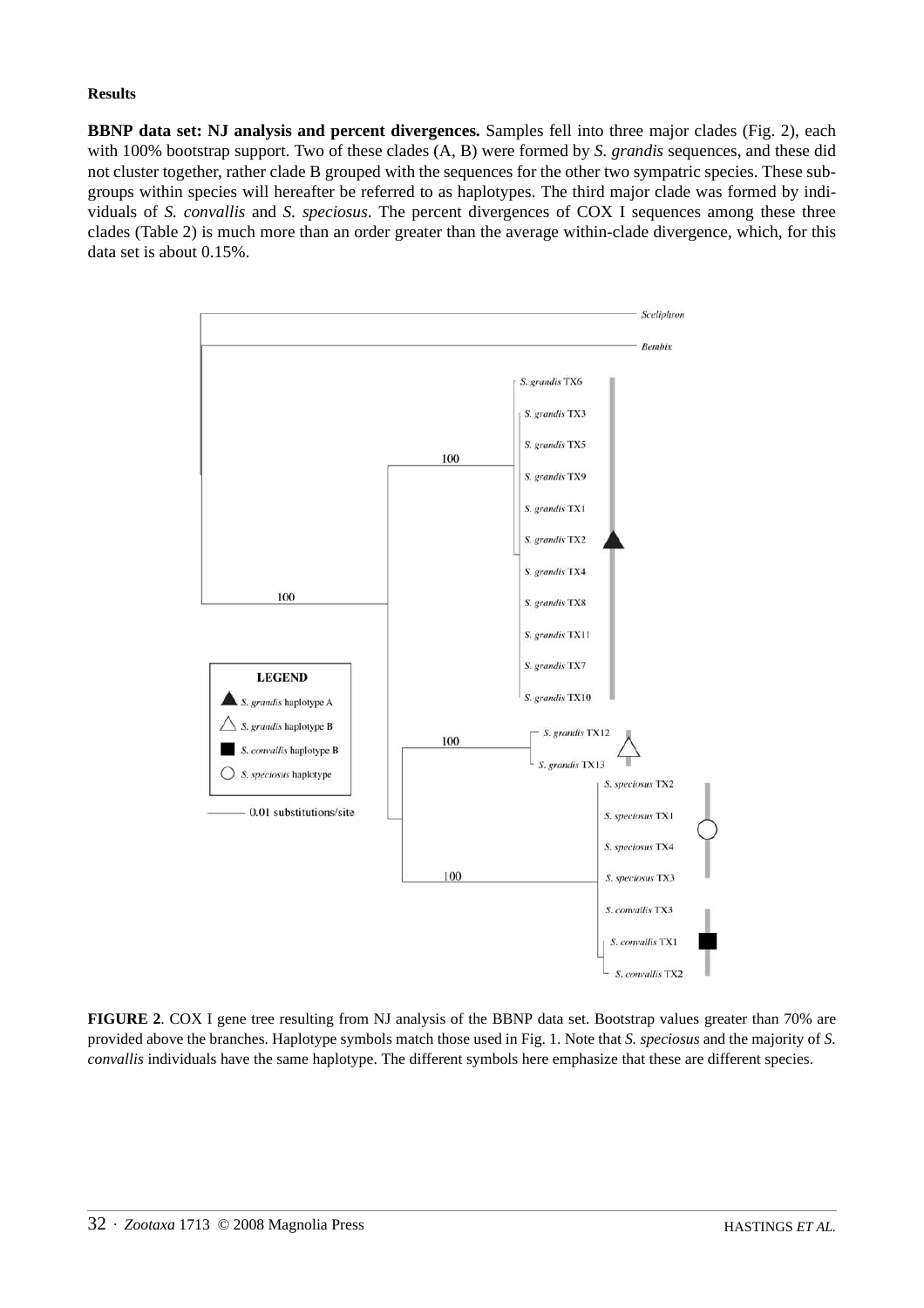**Results**

**BBNP data set: NJ analysis and percent divergences.** Samples fell into three major clades (Fig. 2), each with 100% bootstrap support. Two of these clades (A, B) were formed by *S. grandis* sequences, and these did not cluster together, rather clade B grouped with the sequences for the other two sympatric species. These subgroups within species will hereafter be referred to as haplotypes. The third major clade was formed by individuals of *S. convallis* and *S. speciosus*. The percent divergences of COX I sequences among these three clades (Table 2) is much more than an order greater than the average within-clade divergence, which, for this data set is about 0.15%.

**FIGURE 2**. COX I gene tree resulting from NJ analysis of the BBNP data set. Bootstrap values greater than 70% are provided above the branches. Haplotype symbols match those used in Fig. 1. Note that *S. speciosus* and the majority of *S. convallis* individuals have the same haplotype. The different symbols here emphasize that these are different species.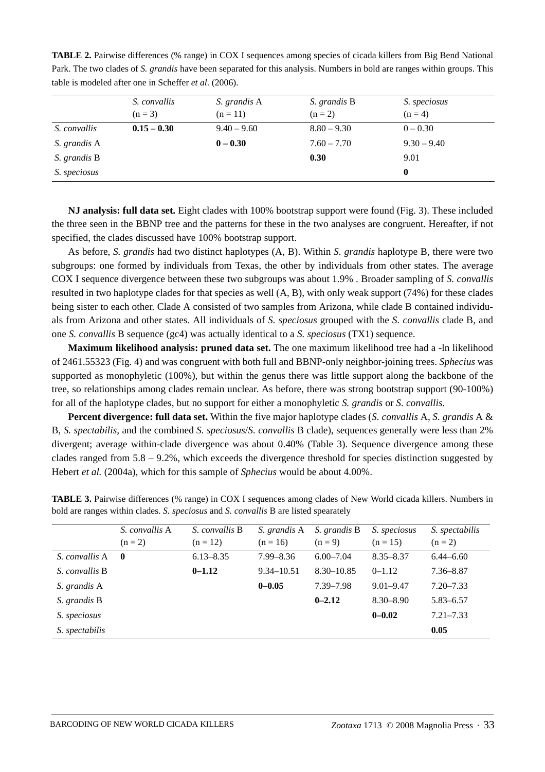**TABLE 2.** Pairwise differences (% range) in COX I sequences among species of cicada killers from Big Bend National Park. The two clades of *S. grandis* have been separated for this analysis. Numbers in bold are ranges within groups. This table is modeled after one in Scheffer *et al*. (2006).

| | *S. convallis* (n = 3) | *S. grandis* A (n = 11) | *S. grandis* B (n = 2) | *S. speciosus* (n = 4) |
|---|---|---|---|---|
| *S. convallis* | **0.15 – 0.30** | 9.40 – 9.60 | 8.80 – 9.30 | 0 – 0.30 |
| *S. grandis* A | | **0 – 0.30** | 7.60 – 7.70 | 9.30 – 9.40 |
| *S. grandis* B | | | **0.30** | 9.01 |
| *S. speciosus* | | | | **0** |

**NJ analysis: full data set.** Eight clades with 100% bootstrap support were found (Fig. 3). These included the three seen in the BBNP tree and the patterns for these in the two analyses are congruent. Hereafter, if not specified, the clades discussed have 100% bootstrap support.

As before, *S. grandis* had two distinct haplotypes (A, B). Within *S. grandis* haplotype B, there were two subgroups: one formed by individuals from Texas, the other by individuals from other states. The average COX I sequence divergence between these two subgroups was about 1.9% . Broader sampling of *S. convallis* resulted in two haplotype clades for that species as well (A, B), with only weak support (74%) for these clades being sister to each other. Clade A consisted of two samples from Arizona, while clade B contained individuals from Arizona and other states. All individuals of *S. speciosus* grouped with the *S. convallis* clade B, and one *S. convallis* B sequence (gc4) was actually identical to a *S. speciosus* (TX1) sequence.

**Maximum likelihood analysis: pruned data set.** The one maximum likelihood tree had a -ln likelihood of 2461.55323 (Fig. 4) and was congruent with both full and BBNP-only neighbor-joining trees. *Sphecius* was supported as monophyletic (100%), but within the genus there was little support along the backbone of the tree, so relationships among clades remain unclear. As before, there was strong bootstrap support (90-100%) for all of the haplotype clades, but no support for either a monophyletic *S. grandis* or *S. convallis*.

**Percent divergence: full data set.** Within the five major haplotype clades (*S. convallis* A, *S. grandis* A & B, *S. spectabilis*, and the combined *S. speciosus*/*S. convallis* B clade), sequences generally were less than 2% divergent; average within-clade divergence was about 0.40% (Table 3). Sequence divergence among these clades ranged from 5.8 – 9.2%, which exceeds the divergence threshold for species distinction suggested by Hebert *et al.* (2004a), which for this sample of *Sphecius* would be about 4.00%.

**TABLE 3.** Pairwise differences (% range) in COX I sequences among clades of New World cicada killers. Numbers in bold are ranges within clades. *S. speciosus* and *S. convallis* B are listed spearately

| | *S. convallis* A (n = 2) | *S. convallis* B (n = 12) | *S. grandis* A (n = 16) | *S. grandis* B (n = 9) | *S. speciosus* (n = 15) | *S. spectabilis* (n = 2) |
|---|---|---|---|---|---|---|
| *S. convallis* A | **0** | 6.13–8.35 | 7.99–8.36 | 6.00–7.04 | 8.35–8.37 | 6.44–6.60 |
| *S. convallis* B | | **0–1.12** | 9.34–10.51 | 8.30–10.85 | 0–1.12 | 7.36–8.87 |
| *S. grandis* A | | | **0–0.05** | 7.39–7.98 | 9.01–9.47 | 7.20–7.33 |
| *S. grandis* B | | | | **0–2.12** | 8.30–8.90 | 5.83–6.57 |
| *S. speciosus* | | | | | **0–0.02** | 7.21–7.33 |
| *S. spectabilis* | | | | | | **0.05** |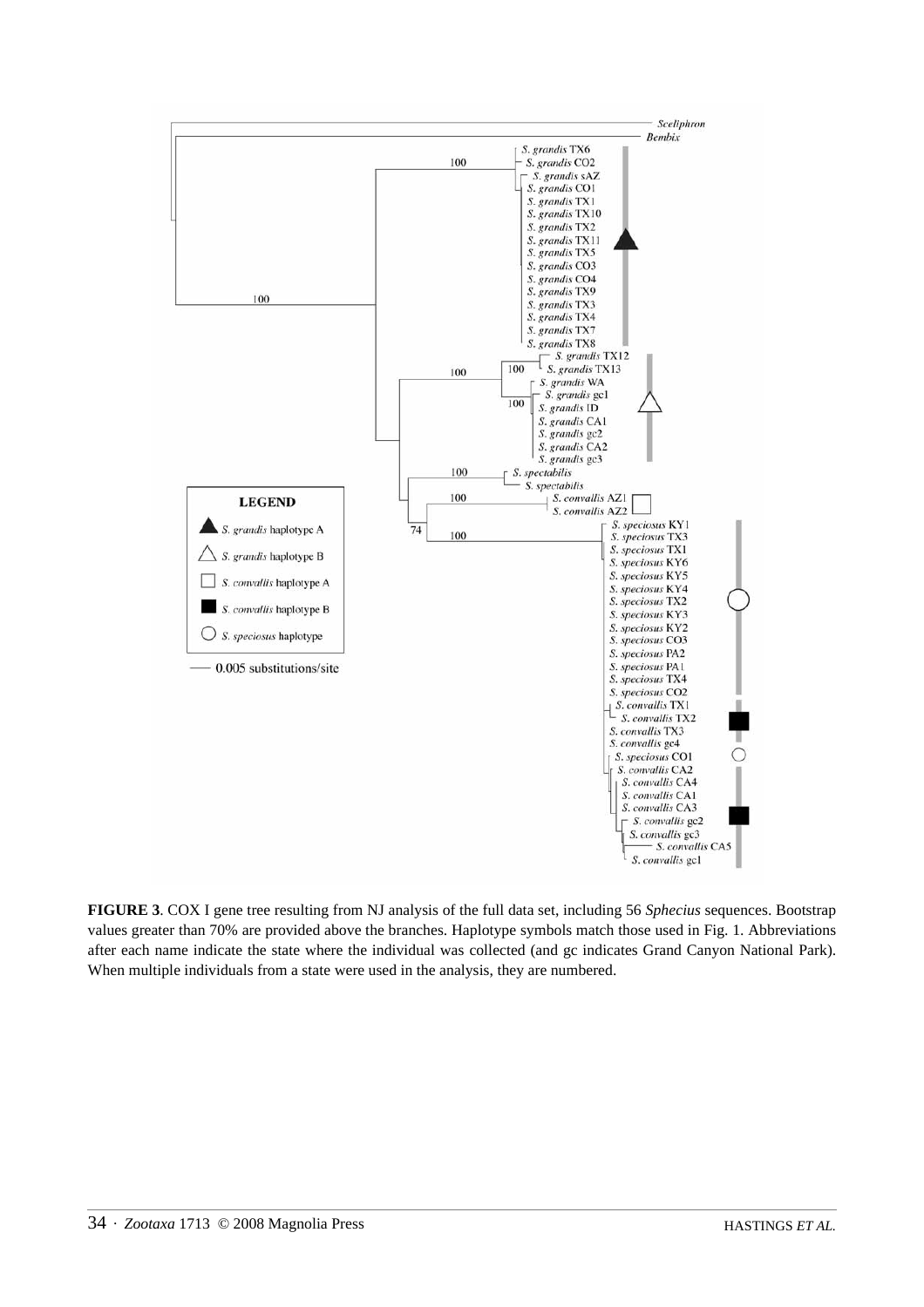**FIGURE 3**. COX I gene tree resulting from NJ analysis of the full data set, including 56 *Sphecius* sequences. Bootstrap values greater than 70% are provided above the branches. Haplotype symbols match those used in Fig. 1. Abbreviations after each name indicate the state where the individual was collected (and gc indicates Grand Canyon National Park). When multiple individuals from a state were used in the analysis, they are numbered.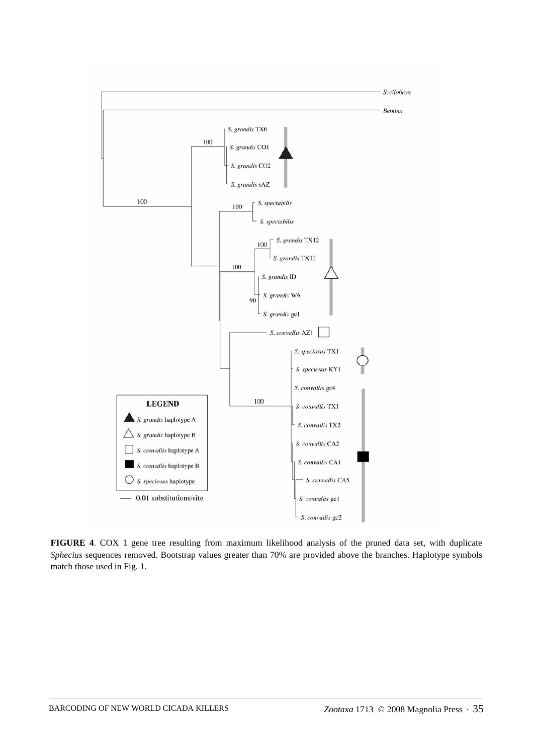**FIGURE 4**. COX 1 gene tree resulting from maximum likelihood analysis of the pruned data set, with duplicate *Sphecius* sequences removed. Bootstrap values greater than 70% are provided above the branches. Haplotype symbols match those used in Fig. 1.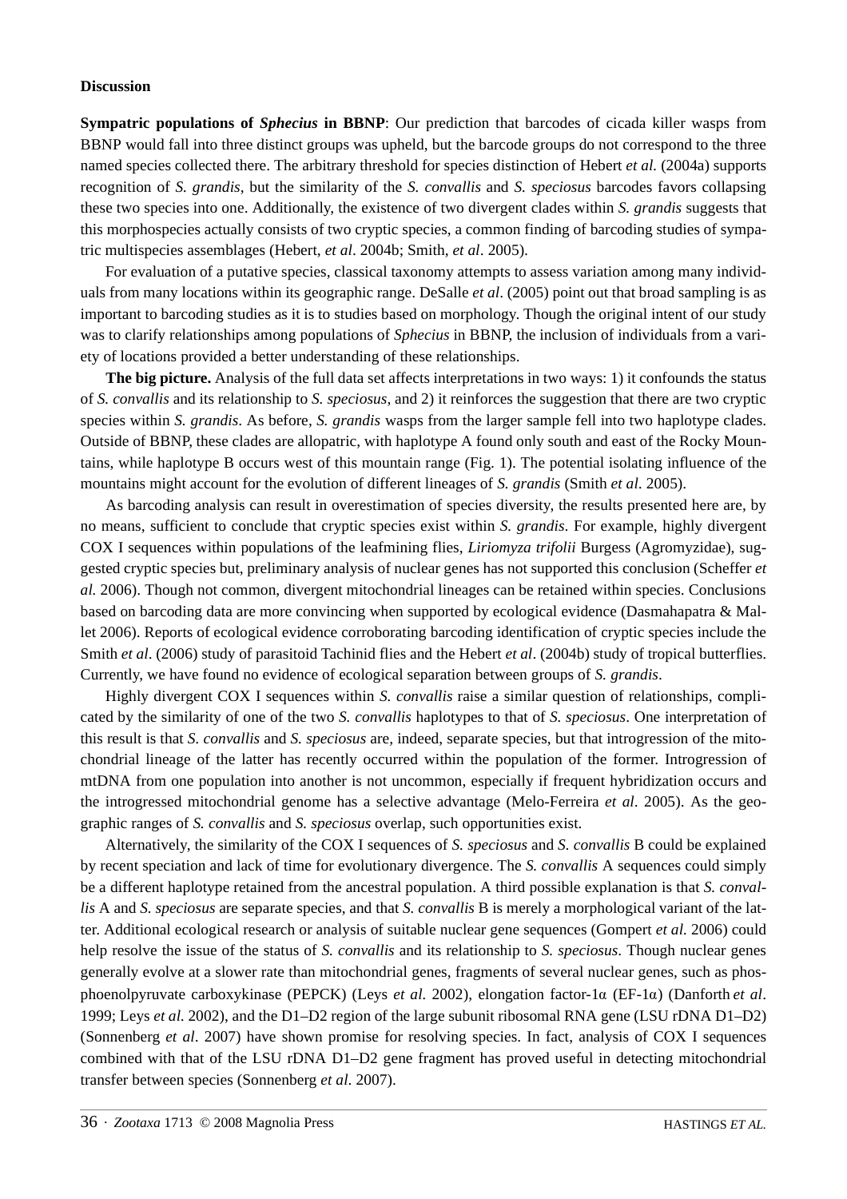**Discussion**

**Sympatric populations of *Sphecius* in BBNP**: Our prediction that barcodes of cicada killer wasps from BBNP would fall into three distinct groups was upheld, but the barcode groups do not correspond to the three named species collected there. The arbitrary threshold for species distinction of Hebert *et al.* (2004a) supports recognition of *S. grandis*, but the similarity of the *S. convallis* and *S. speciosus* barcodes favors collapsing these two species into one. Additionally, the existence of two divergent clades within *S. grandis* suggests that this morphospecies actually consists of two cryptic species, a common finding of barcoding studies of sympatric multispecies assemblages (Hebert, *et al*. 2004b; Smith, *et al*. 2005).

For evaluation of a putative species, classical taxonomy attempts to assess variation among many individuals from many locations within its geographic range. DeSalle *et al*. (2005) point out that broad sampling is as important to barcoding studies as it is to studies based on morphology. Though the original intent of our study was to clarify relationships among populations of *Sphecius* in BBNP, the inclusion of individuals from a variety of locations provided a better understanding of these relationships.

**The big picture.** Analysis of the full data set affects interpretations in two ways: 1) it confounds the status of *S. convallis* and its relationship to *S. speciosus*, and 2) it reinforces the suggestion that there are two cryptic species within *S. grandis*. As before, *S. grandis* wasps from the larger sample fell into two haplotype clades. Outside of BBNP, these clades are allopatric, with haplotype A found only south and east of the Rocky Mountains, while haplotype B occurs west of this mountain range (Fig. 1). The potential isolating influence of the mountains might account for the evolution of different lineages of *S. grandis* (Smith *et al*. 2005).

As barcoding analysis can result in overestimation of species diversity, the results presented here are, by no means, sufficient to conclude that cryptic species exist within *S. grandis*. For example, highly divergent COX I sequences within populations of the leafmining flies, *Liriomyza trifolii* Burgess (Agromyzidae), suggested cryptic species but, preliminary analysis of nuclear genes has not supported this conclusion (Scheffer *et al.* 2006). Though not common, divergent mitochondrial lineages can be retained within species. Conclusions based on barcoding data are more convincing when supported by ecological evidence (Dasmahapatra & Mallet 2006). Reports of ecological evidence corroborating barcoding identification of cryptic species include the Smith *et al*. (2006) study of parasitoid Tachinid flies and the Hebert *et al*. (2004b) study of tropical butterflies. Currently, we have found no evidence of ecological separation between groups of *S. grandis*.

Highly divergent COX I sequences within *S. convallis* raise a similar question of relationships, complicated by the similarity of one of the two *S. convallis* haplotypes to that of *S. speciosus*. One interpretation of this result is that *S. convallis* and *S. speciosus* are, indeed, separate species, but that introgression of the mitochondrial lineage of the latter has recently occurred within the population of the former. Introgression of mtDNA from one population into another is not uncommon, especially if frequent hybridization occurs and the introgressed mitochondrial genome has a selective advantage (Melo-Ferreira *et al*. 2005). As the geographic ranges of *S. convallis* and *S. speciosus* overlap, such opportunities exist.

Alternatively, the similarity of the COX I sequences of *S. speciosus* and *S. convallis* B could be explained by recent speciation and lack of time for evolutionary divergence. The *S. convallis* A sequences could simply be a different haplotype retained from the ancestral population. A third possible explanation is that *S. convallis* A and *S. speciosus* are separate species, and that *S. convallis* B is merely a morphological variant of the latter. Additional ecological research or analysis of suitable nuclear gene sequences (Gompert *et al.* 2006) could help resolve the issue of the status of *S. convallis* and its relationship to *S. speciosus*. Though nuclear genes generally evolve at a slower rate than mitochondrial genes, fragments of several nuclear genes, such as phosphoenolpyruvate carboxykinase (PEPCK) (Leys *et al.* 2002), elongation factor-1α (EF-1α) (Danforth *et al*. 1999; Leys *et al.* 2002), and the D1–D2 region of the large subunit ribosomal RNA gene (LSU rDNA D1–D2) (Sonnenberg *et al*. 2007) have shown promise for resolving species. In fact, analysis of COX I sequences combined with that of the LSU rDNA D1–D2 gene fragment has proved useful in detecting mitochondrial transfer between species (Sonnenberg *et al.* 2007).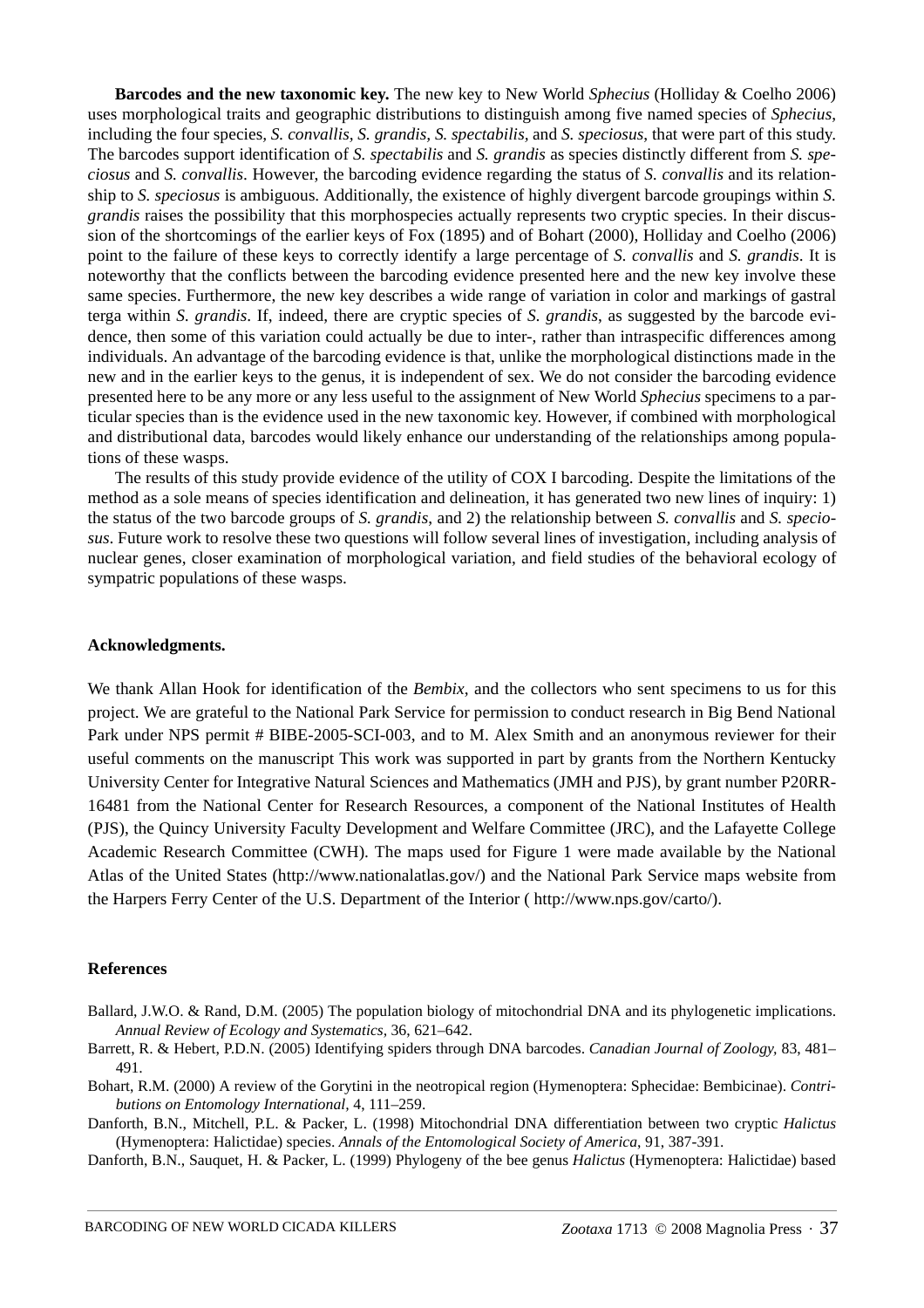**Barcodes and the new taxonomic key.** The new key to New World *Sphecius* (Holliday & Coelho 2006) uses morphological traits and geographic distributions to distinguish among five named species of *Sphecius*, including the four species, *S. convallis, S. grandis, S. spectabilis,* and *S. speciosus*, that were part of this study. The barcodes support identification of *S. spectabilis* and *S. grandis* as species distinctly different from *S. speciosus* and *S. convallis*. However, the barcoding evidence regarding the status of *S. convallis* and its relationship to *S. speciosus* is ambiguous. Additionally, the existence of highly divergent barcode groupings within *S. grandis* raises the possibility that this morphospecies actually represents two cryptic species. In their discussion of the shortcomings of the earlier keys of Fox (1895) and of Bohart (2000), Holliday and Coelho (2006) point to the failure of these keys to correctly identify a large percentage of *S. convallis* and *S. grandis*. It is noteworthy that the conflicts between the barcoding evidence presented here and the new key involve these same species. Furthermore, the new key describes a wide range of variation in color and markings of gastral terga within *S. grandis*. If, indeed, there are cryptic species of *S. grandis*, as suggested by the barcode evidence, then some of this variation could actually be due to inter-, rather than intraspecific differences among individuals. An advantage of the barcoding evidence is that, unlike the morphological distinctions made in the new and in the earlier keys to the genus, it is independent of sex. We do not consider the barcoding evidence presented here to be any more or any less useful to the assignment of New World *Sphecius* specimens to a particular species than is the evidence used in the new taxonomic key. However, if combined with morphological and distributional data, barcodes would likely enhance our understanding of the relationships among populations of these wasps.

The results of this study provide evidence of the utility of COX I barcoding. Despite the limitations of the method as a sole means of species identification and delineation, it has generated two new lines of inquiry: 1) the status of the two barcode groups of *S. grandis*, and 2) the relationship between *S. convallis* and *S. speciosus*. Future work to resolve these two questions will follow several lines of investigation, including analysis of nuclear genes, closer examination of morphological variation, and field studies of the behavioral ecology of sympatric populations of these wasps.

## Acknowledgments.

We thank Allan Hook for identification of the *Bembix*, and the collectors who sent specimens to us for this project. We are grateful to the National Park Service for permission to conduct research in Big Bend National Park under NPS permit # BIBE-2005-SCI-003, and to M. Alex Smith and an anonymous reviewer for their useful comments on the manuscript This work was supported in part by grants from the Northern Kentucky University Center for Integrative Natural Sciences and Mathematics (JMH and PJS), by grant number P20RR-16481 from the National Center for Research Resources, a component of the National Institutes of Health (PJS), the Quincy University Faculty Development and Welfare Committee (JRC), and the Lafayette College Academic Research Committee (CWH). The maps used for Figure 1 were made available by the National Atlas of the United States (http://www.nationalatlas.gov/) and the National Park Service maps website from the Harpers Ferry Center of the U.S. Department of the Interior ( http://www.nps.gov/carto/).

## References

Ballard, J.W.O. & Rand, D.M. (2005) The population biology of mitochondrial DNA and its phylogenetic implications. *Annual Review of Ecology and Systematics,* 36, 621–642.

Barrett, R. & Hebert, P.D.N. (2005) Identifying spiders through DNA barcodes. *Canadian Journal of Zoology,* 83, 481–491.

Bohart, R.M. (2000) A review of the Gorytini in the neotropical region (Hymenoptera: Sphecidae: Bembicinae). *Contributions on Entomology International,* 4, 111–259.

Danforth, B.N., Mitchell, P.L. & Packer, L. (1998) Mitochondrial DNA differentiation between two cryptic *Halictus* (Hymenoptera: Halictidae) species. *Annals of the Entomological Society of America*, 91, 387-391.

Danforth, B.N., Sauquet, H. & Packer, L. (1999) Phylogeny of the bee genus *Halictus* (Hymenoptera: Halictidae) based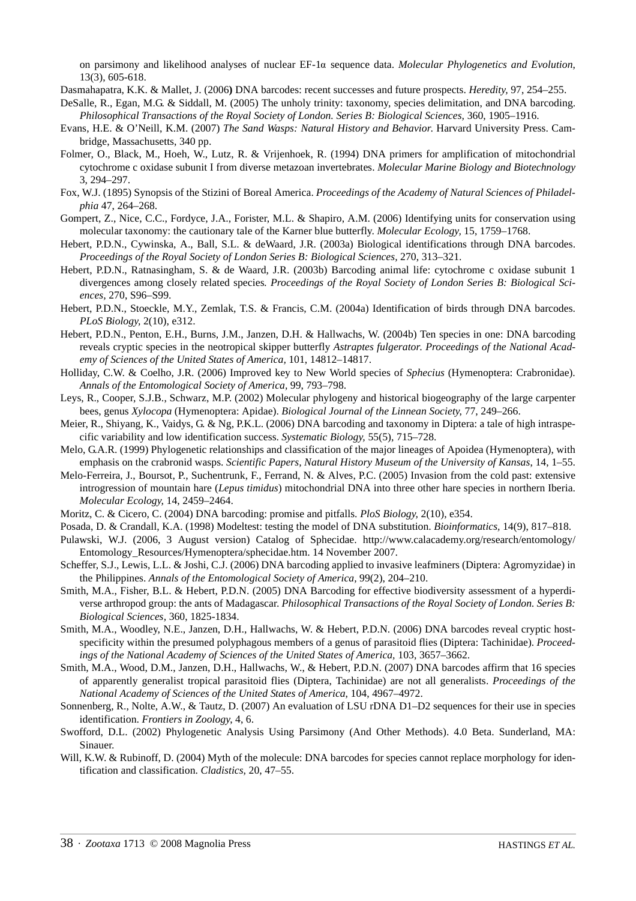on parsimony and likelihood analyses of nuclear EF-1α sequence data. *Molecular Phylogenetics and Evolution*, 13(3), 605-618.

Dasmahapatra, K.K. & Mallet, J. (2006) DNA barcodes: recent successes and future prospects. *Heredity*, 97, 254–255.

DeSalle, R., Egan, M.G. & Siddall, M. (2005) The unholy trinity: taxonomy, species delimitation, and DNA barcoding. *Philosophical Transactions of the Royal Society of London. Series B: Biological Sciences*, 360, 1905–1916.

Evans, H.E. & O'Neill, K.M. (2007) *The Sand Wasps: Natural History and Behavior.* Harvard University Press. Cambridge, Massachusetts, 340 pp.

Folmer, O., Black, M., Hoeh, W., Lutz, R. & Vrijenhoek, R. (1994) DNA primers for amplification of mitochondrial cytochrome c oxidase subunit I from diverse metazoan invertebrates. *Molecular Marine Biology and Biotechnology* 3, 294–297.

Fox, W.J. (1895) Synopsis of the Stizini of Boreal America. *Proceedings of the Academy of Natural Sciences of Philadelphia* 47, 264–268.

Gompert, Z., Nice, C.C., Fordyce, J.A., Forister, M.L. & Shapiro, A.M. (2006) Identifying units for conservation using molecular taxonomy: the cautionary tale of the Karner blue butterfly. *Molecular Ecology*, 15, 1759–1768.

Hebert, P.D.N., Cywinska, A., Ball, S.L. & deWaard, J.R. (2003a) Biological identifications through DNA barcodes. *Proceedings of the Royal Society of London Series B: Biological Sciences*, 270, 313–321.

Hebert, P.D.N., Ratnasingham, S. & de Waard, J.R. (2003b) Barcoding animal life: cytochrome c oxidase subunit 1 divergences among closely related species*. Proceedings of the Royal Society of London Series B: Biological Sciences*, 270, S96–S99.

Hebert, P.D.N., Stoeckle, M.Y., Zemlak, T.S. & Francis, C.M. (2004a) Identification of birds through DNA barcodes. *PLoS Biology*, 2(10), e312.

Hebert, P.D.N., Penton, E.H., Burns, J.M., Janzen, D.H. & Hallwachs, W. (2004b) Ten species in one: DNA barcoding reveals cryptic species in the neotropical skipper butterfly *Astraptes fulgerator. Proceedings of the National Academy of Sciences of the United States of America*, 101, 14812–14817.

Holliday, C.W. & Coelho, J.R. (2006) Improved key to New World species of *Sphecius* (Hymenoptera: Crabronidae). *Annals of the Entomological Society of America*, 99, 793–798.

Leys, R., Cooper, S.J.B., Schwarz, M.P. (2002) Molecular phylogeny and historical biogeography of the large carpenter bees, genus *Xylocopa* (Hymenoptera: Apidae). *Biological Journal of the Linnean Society*, 77, 249–266.

Meier, R., Shiyang, K., Vaidys, G. & Ng, P.K.L. (2006) DNA barcoding and taxonomy in Diptera: a tale of high intraspecific variability and low identification success. *Systematic Biology*, 55(5), 715–728.

Melo, G.A.R. (1999) Phylogenetic relationships and classification of the major lineages of Apoidea (Hymenoptera), with emphasis on the crabronid wasps. *Scientific Papers, Natural History Museum of the University of Kansas*, 14, 1–55.

Melo-Ferreira, J., Boursot, P., Suchentrunk, F., Ferrand, N. & Alves, P.C. (2005) Invasion from the cold past: extensive introgression of mountain hare (*Lepus timidus*) mitochondrial DNA into three other hare species in northern Iberia. *Molecular Ecology*, 14, 2459–2464.

Moritz, C. & Cicero, C. (2004) DNA barcoding: promise and pitfalls. *PloS Biology*, 2(10), e354.

Posada, D. & Crandall, K.A. (1998) Modeltest: testing the model of DNA substitution. *Bioinformatics*, 14(9), 817–818.

Pulawski, W.J. (2006, 3 August version) Catalog of Sphecidae. http://www.calacademy.org/research/entomology/Entomology_Resources/Hymenoptera/sphecidae.htm. 14 November 2007.

Scheffer, S.J., Lewis, L.L. & Joshi, C.J. (2006) DNA barcoding applied to invasive leafminers (Diptera: Agromyzidae) in the Philippines. *Annals of the Entomological Society of America*, 99(2), 204–210.

Smith, M.A., Fisher, B.L. & Hebert, P.D.N. (2005) DNA Barcoding for effective biodiversity assessment of a hyperdiverse arthropod group: the ants of Madagascar. *Philosophical Transactions of the Royal Society of London. Series B: Biological Sciences*, 360, 1825-1834.

Smith, M.A., Woodley, N.E., Janzen, D.H., Hallwachs, W. & Hebert, P.D.N. (2006) DNA barcodes reveal cryptic host-specificity within the presumed polyphagous members of a genus of parasitoid flies (Diptera: Tachinidae). *Proceedings of the National Academy of Sciences of the United States of America*, 103, 3657–3662.

Smith, M.A., Wood, D.M., Janzen, D.H., Hallwachs, W., & Hebert, P.D.N. (2007) DNA barcodes affirm that 16 species of apparently generalist tropical parasitoid flies (Diptera, Tachinidae) are not all generalists. *Proceedings of the National Academy of Sciences of the United States of America*, 104, 4967–4972.

Sonnenberg, R., Nolte, A.W., & Tautz, D. (2007) An evaluation of LSU rDNA D1–D2 sequences for their use in species identification. *Frontiers in Zoology*, 4, 6.

Swofford, D.L. (2002) Phylogenetic Analysis Using Parsimony (And Other Methods). 4.0 Beta. Sunderland, MA: Sinauer.

Will, K.W. & Rubinoff, D. (2004) Myth of the molecule: DNA barcodes for species cannot replace morphology for identification and classification. *Cladistics*, 20, 47–55.